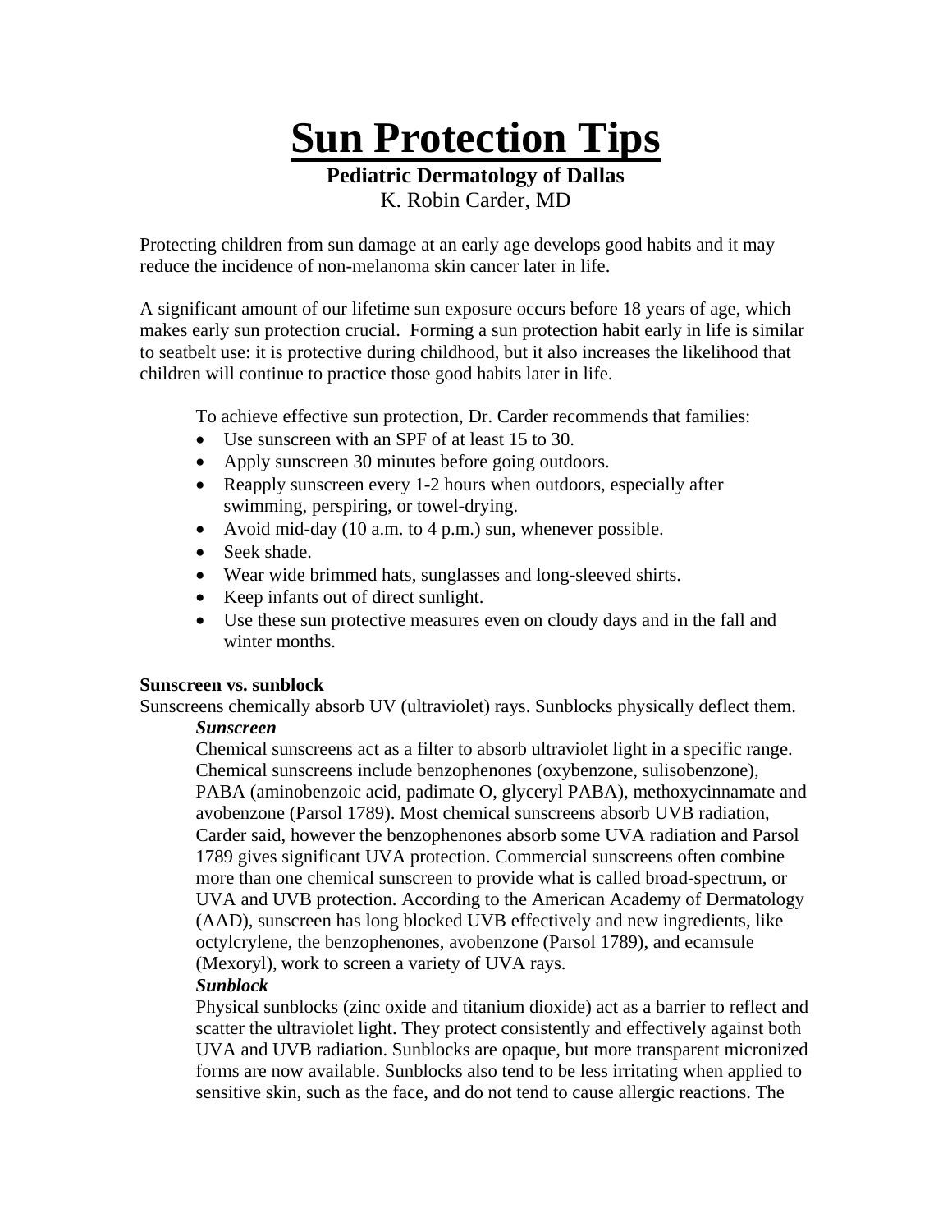# Sun Protection Tips

**Pediatric Dermatology of Dallas**

K. Robin Carder, MD

Protecting children from sun damage at an early age develops good habits and it may reduce the incidence of non-melanoma skin cancer later in life.

A significant amount of our lifetime sun exposure occurs before 18 years of age, which makes early sun protection crucial. Forming a sun protection habit early in life is similar to seatbelt use: it is protective during childhood, but it also increases the likelihood that children will continue to practice those good habits later in life.

To achieve effective sun protection, Dr. Carder recommends that families:

- Use sunscreen with an SPF of at least 15 to 30.
- Apply sunscreen 30 minutes before going outdoors.
- Reapply sunscreen every 1-2 hours when outdoors, especially after swimming, perspiring, or towel-drying.
- Avoid mid-day (10 a.m. to 4 p.m.) sun, whenever possible.
- Seek shade.
- Wear wide brimmed hats, sunglasses and long-sleeved shirts.
- Keep infants out of direct sunlight.
- Use these sun protective measures even on cloudy days and in the fall and winter months.

**Sunscreen vs. sunblock**

Sunscreens chemically absorb UV (ultraviolet) rays. Sunblocks physically deflect them.

***Sunscreen***

Chemical sunscreens act as a filter to absorb ultraviolet light in a specific range. Chemical sunscreens include benzophenones (oxybenzone, sulisobenzone), PABA (aminobenzoic acid, padimate O, glyceryl PABA), methoxycinnamate and avobenzone (Parsol 1789). Most chemical sunscreens absorb UVB radiation, Carder said, however the benzophenones absorb some UVA radiation and Parsol 1789 gives significant UVA protection. Commercial sunscreens often combine more than one chemical sunscreen to provide what is called broad-spectrum, or UVA and UVB protection. According to the American Academy of Dermatology (AAD), sunscreen has long blocked UVB effectively and new ingredients, like octylcrylene, the benzophenones, avobenzone (Parsol 1789), and ecamsule (Mexoryl), work to screen a variety of UVA rays.

***Sunblock***

Physical sunblocks (zinc oxide and titanium dioxide) act as a barrier to reflect and scatter the ultraviolet light. They protect consistently and effectively against both UVA and UVB radiation. Sunblocks are opaque, but more transparent micronized forms are now available. Sunblocks also tend to be less irritating when applied to sensitive skin, such as the face, and do not tend to cause allergic reactions. The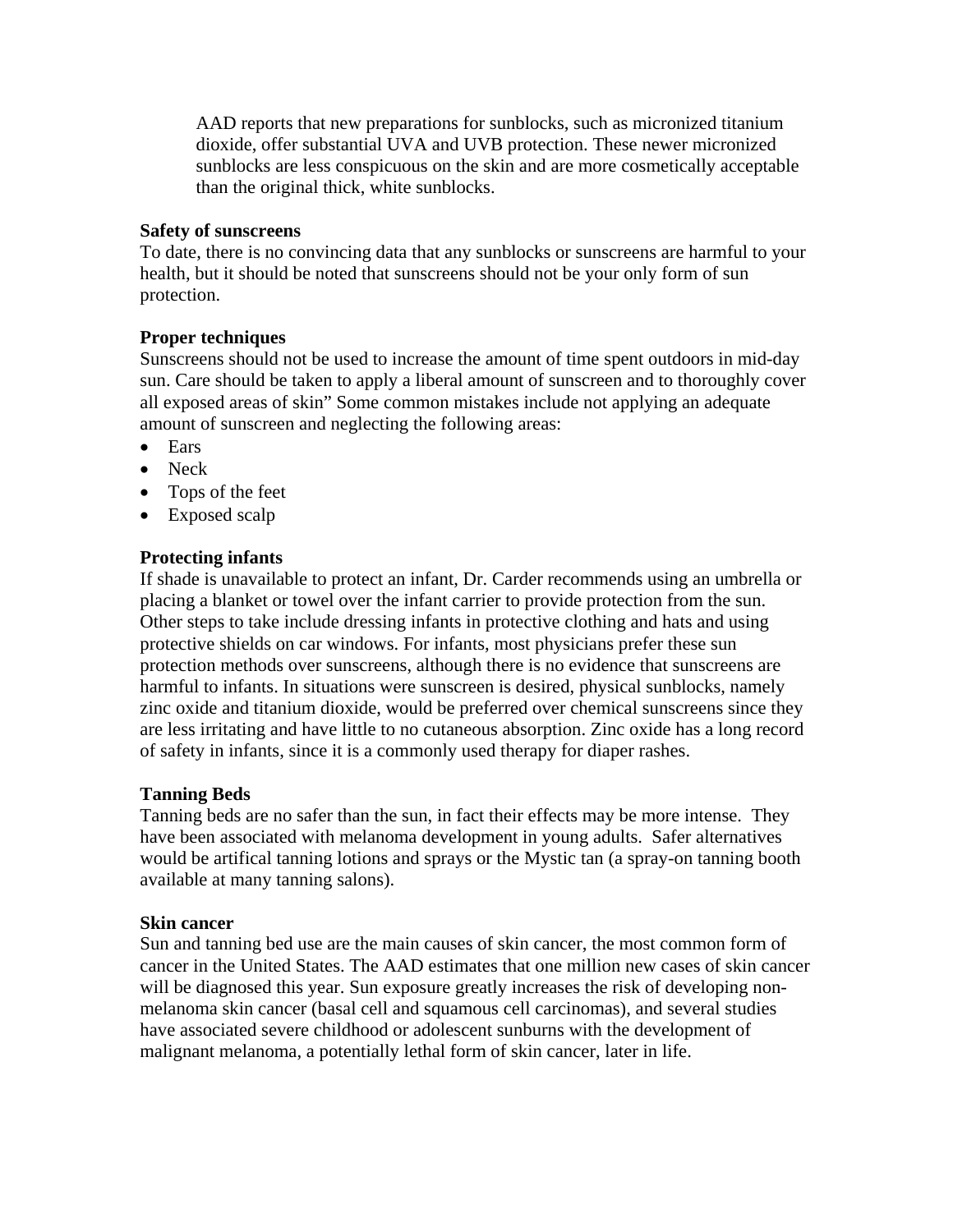> AAD reports that new preparations for sunblocks, such as micronized titanium dioxide, offer substantial UVA and UVB protection. These newer micronized sunblocks are less conspicuous on the skin and are more cosmetically acceptable than the original thick, white sunblocks.

**Safety of sunscreens**
To date, there is no convincing data that any sunblocks or sunscreens are harmful to your health, but it should be noted that sunscreens should not be your only form of sun protection.

**Proper techniques**
Sunscreens should not be used to increase the amount of time spent outdoors in mid-day sun. Care should be taken to apply a liberal amount of sunscreen and to thoroughly cover all exposed areas of skin" Some common mistakes include not applying an adequate amount of sunscreen and neglecting the following areas:

- Ears
- Neck
- Tops of the feet
- Exposed scalp

**Protecting infants**
If shade is unavailable to protect an infant, Dr. Carder recommends using an umbrella or placing a blanket or towel over the infant carrier to provide protection from the sun. Other steps to take include dressing infants in protective clothing and hats and using protective shields on car windows. For infants, most physicians prefer these sun protection methods over sunscreens, although there is no evidence that sunscreens are harmful to infants. In situations were sunscreen is desired, physical sunblocks, namely zinc oxide and titanium dioxide, would be preferred over chemical sunscreens since they are less irritating and have little to no cutaneous absorption. Zinc oxide has a long record of safety in infants, since it is a commonly used therapy for diaper rashes.

**Tanning Beds**
Tanning beds are no safer than the sun, in fact their effects may be more intense. They have been associated with melanoma development in young adults. Safer alternatives would be artifical tanning lotions and sprays or the Mystic tan (a spray-on tanning booth available at many tanning salons).

**Skin cancer**
Sun and tanning bed use are the main causes of skin cancer, the most common form of cancer in the United States. The AAD estimates that one million new cases of skin cancer will be diagnosed this year. Sun exposure greatly increases the risk of developing non-melanoma skin cancer (basal cell and squamous cell carcinomas), and several studies have associated severe childhood or adolescent sunburns with the development of malignant melanoma, a potentially lethal form of skin cancer, later in life.